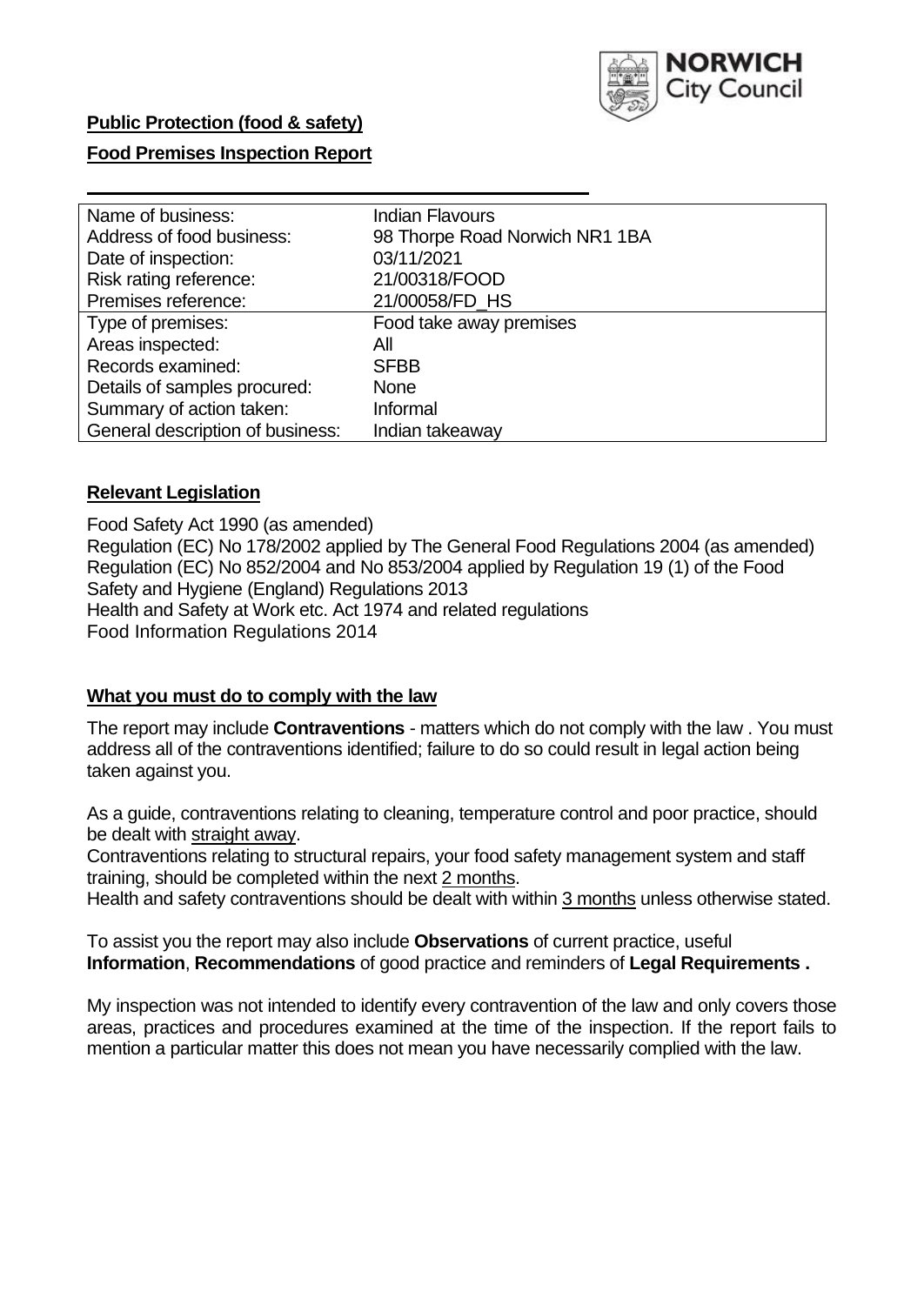**Public Protection (food & safety)**

**Food Premises Inspection Report**

| | |
|---|---|
| Name of business: | Indian Flavours |
| Address of food business: | 98 Thorpe Road Norwich NR1 1BA |
| Date of inspection: | 03/11/2021 |
| Risk rating reference: | 21/00318/FOOD |
| Premises reference: | 21/00058/FD_HS |
| Type of premises: | Food take away premises |
| Areas inspected: | All |
| Records examined: | SFBB |
| Details of samples procured: | None |
| Summary of action taken: | Informal |
| General description of business: | Indian takeaway |

## Relevant Legislation

Food Safety Act 1990 (as amended)
Regulation (EC) No 178/2002 applied by The General Food Regulations 2004 (as amended)
Regulation (EC) No 852/2004 and No 853/2004 applied by Regulation 19 (1) of the Food Safety and Hygiene (England) Regulations 2013
Health and Safety at Work etc. Act 1974 and related regulations
Food Information Regulations 2014

## What you must do to comply with the law

The report may include **Contraventions** - matters which do not comply with the law . You must address all of the contraventions identified; failure to do so could result in legal action being taken against you.

As a guide, contraventions relating to cleaning, temperature control and poor practice, should be dealt with straight away.

Contraventions relating to structural repairs, your food safety management system and staff training, should be completed within the next 2 months.

Health and safety contraventions should be dealt with within 3 months unless otherwise stated.

To assist you the report may also include **Observations** of current practice, useful **Information**, **Recommendations** of good practice and reminders of **Legal Requirements .**

My inspection was not intended to identify every contravention of the law and only covers those areas, practices and procedures examined at the time of the inspection. If the report fails to mention a particular matter this does not mean you have necessarily complied with the law.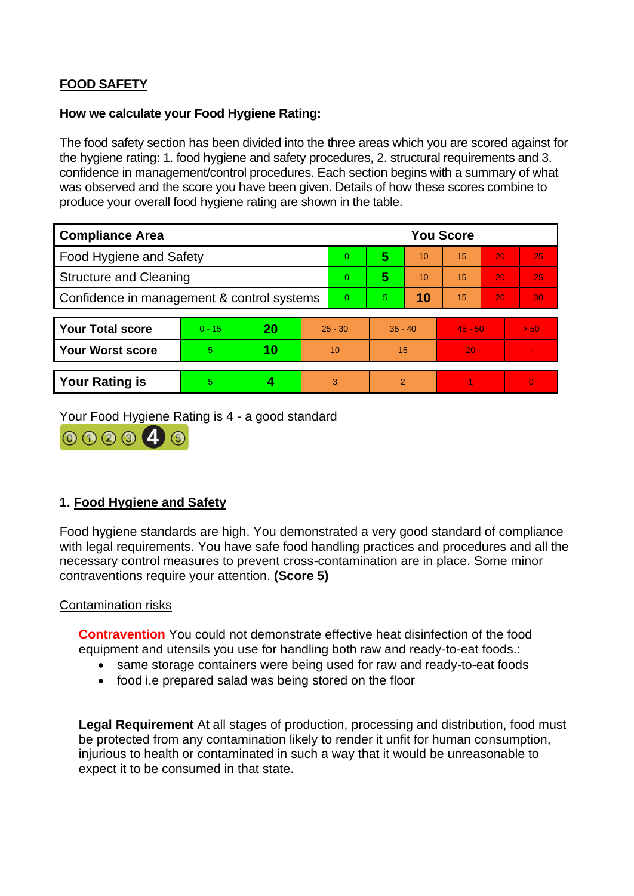## FOOD SAFETY

**How we calculate your Food Hygiene Rating:**

The food safety section has been divided into the three areas which you are scored against for the hygiene rating: 1. food hygiene and safety procedures, 2. structural requirements and 3. confidence in management/control procedures. Each section begins with a summary of what was observed and the score you have been given. Details of how these scores combine to produce your overall food hygiene rating are shown in the table.

| Compliance Area | You Score | | | | | |
|---|---|---|---|---|---|---|
| Food Hygiene and Safety | 0 | **5** | 10 | 15 | 20 | 25 |
| Structure and Cleaning | 0 | **5** | 10 | 15 | 20 | 25 |
| Confidence in management & control systems | 0 | 5 | **10** | 15 | 20 | 30 |

| | | | | | | |
|---|---|---|---|---|---|---|
| **Your Total score** | 0 - 15 | **20** | 25 - 30 | 35 - 40 | 45 - 50 | > 50 |
| **Your Worst score** | 5 | **10** | 10 | 15 | 20 | - |

| | | | | | | |
|---|---|---|---|---|---|---|
| **Your Rating is** | 5 | **4** | 3 | 2 | 1 | 0 |

Your Food Hygiene Rating is 4 - a good standard

### 1. Food Hygiene and Safety

Food hygiene standards are high. You demonstrated a very good standard of compliance with legal requirements. You have safe food handling practices and procedures and all the necessary control measures to prevent cross-contamination are in place. Some minor contraventions require your attention. **(Score 5)**

Contamination risks

**Contravention** You could not demonstrate effective heat disinfection of the food equipment and utensils you use for handling both raw and ready-to-eat foods.:

- same storage containers were being used for raw and ready-to-eat foods
- food i.e prepared salad was being stored on the floor

**Legal Requirement** At all stages of production, processing and distribution, food must be protected from any contamination likely to render it unfit for human consumption, injurious to health or contaminated in such a way that it would be unreasonable to expect it to be consumed in that state.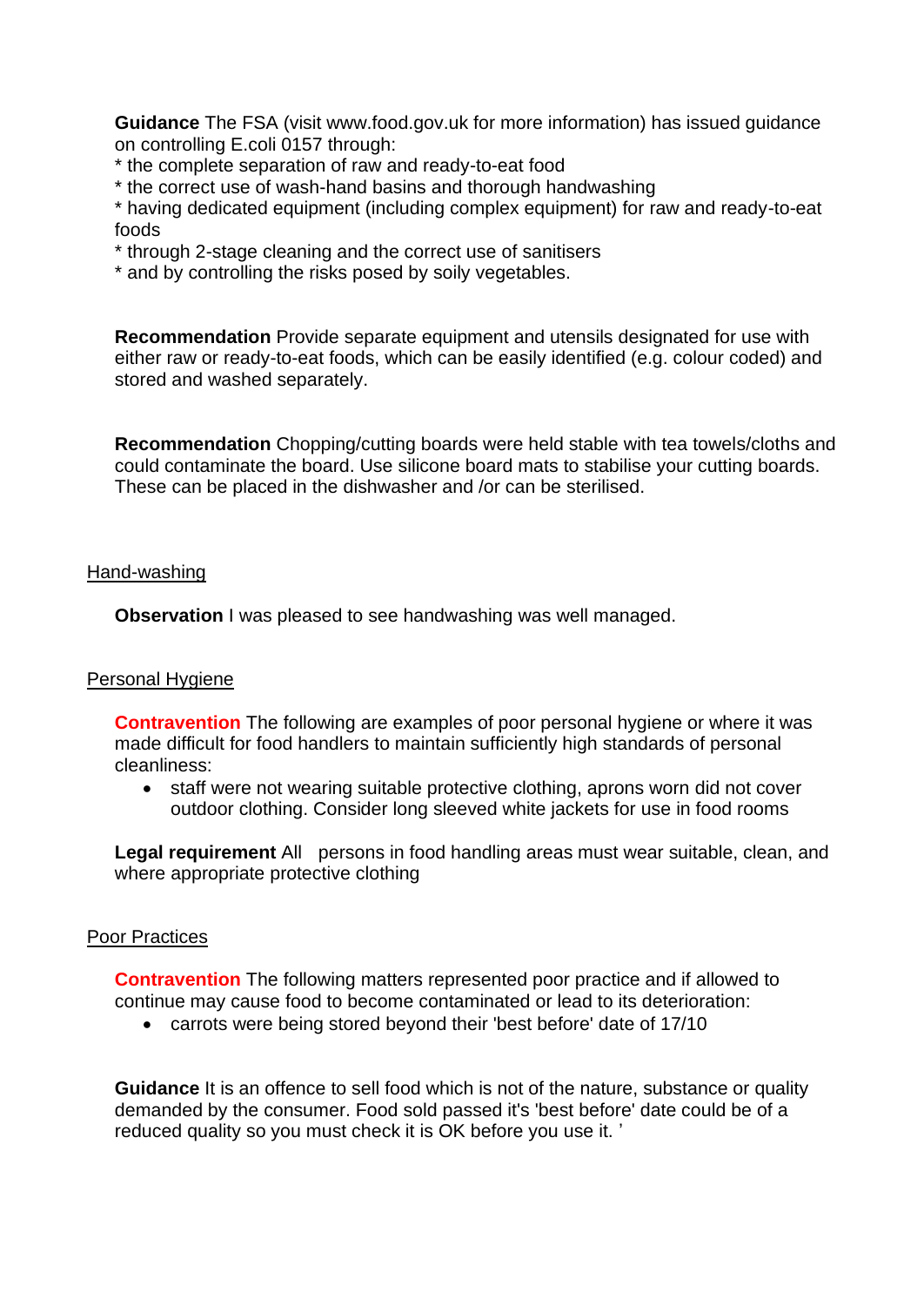**Guidance** The FSA (visit www.food.gov.uk for more information) has issued guidance on controlling E.coli 0157 through:
* the complete separation of raw and ready-to-eat food
* the correct use of wash-hand basins and thorough handwashing
* having dedicated equipment (including complex equipment) for raw and ready-to-eat foods
* through 2-stage cleaning and the correct use of sanitisers
* and by controlling the risks posed by soily vegetables.

**Recommendation** Provide separate equipment and utensils designated for use with either raw or ready-to-eat foods, which can be easily identified (e.g. colour coded) and stored and washed separately.

**Recommendation** Chopping/cutting boards were held stable with tea towels/cloths and could contaminate the board. Use silicone board mats to stabilise your cutting boards. These can be placed in the dishwasher and /or can be sterilised.

Hand-washing

**Observation** I was pleased to see handwashing was well managed.

Personal Hygiene

**Contravention** The following are examples of poor personal hygiene or where it was made difficult for food handlers to maintain sufficiently high standards of personal cleanliness:

- staff were not wearing suitable protective clothing, aprons worn did not cover outdoor clothing. Consider long sleeved white jackets for use in food rooms

**Legal requirement** All persons in food handling areas must wear suitable, clean, and where appropriate protective clothing

Poor Practices

**Contravention** The following matters represented poor practice and if allowed to continue may cause food to become contaminated or lead to its deterioration:

- carrots were being stored beyond their 'best before' date of 17/10

**Guidance** It is an offence to sell food which is not of the nature, substance or quality demanded by the consumer. Food sold passed it's 'best before' date could be of a reduced quality so you must check it is OK before you use it. '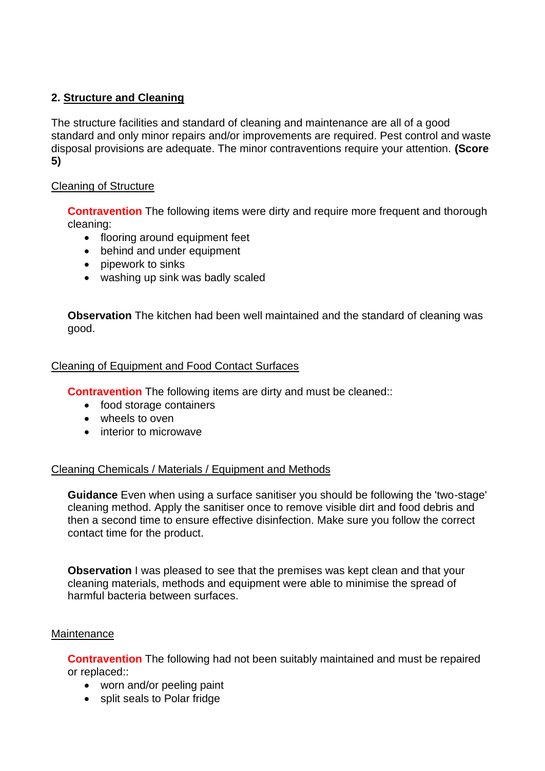## 2. Structure and Cleaning

The structure facilities and standard of cleaning and maintenance are all of a good standard and only minor repairs and/or improvements are required. Pest control and waste disposal provisions are adequate. The minor contraventions require your attention. **(Score 5)**

### Cleaning of Structure

**Contravention** The following items were dirty and require more frequent and thorough cleaning:

- flooring around equipment feet
- behind and under equipment
- pipework to sinks
- washing up sink was badly scaled

**Observation** The kitchen had been well maintained and the standard of cleaning was good.

### Cleaning of Equipment and Food Contact Surfaces

**Contravention** The following items are dirty and must be cleaned::

- food storage containers
- wheels to oven
- interior to microwave

### Cleaning Chemicals / Materials / Equipment and Methods

**Guidance** Even when using a surface sanitiser you should be following the 'two-stage' cleaning method. Apply the sanitiser once to remove visible dirt and food debris and then a second time to ensure effective disinfection. Make sure you follow the correct contact time for the product.

**Observation** I was pleased to see that the premises was kept clean and that your cleaning materials, methods and equipment were able to minimise the spread of harmful bacteria between surfaces.

### Maintenance

**Contravention** The following had not been suitably maintained and must be repaired or replaced::

- worn and/or peeling paint
- split seals to Polar fridge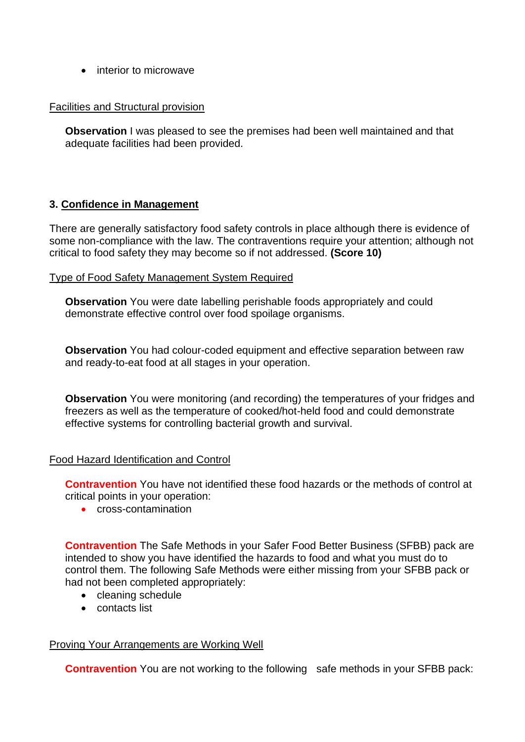- interior to microwave

Facilities and Structural provision

**Observation** I was pleased to see the premises had been well maintained and that adequate facilities had been provided.

## 3. Confidence in Management

There are generally satisfactory food safety controls in place although there is evidence of some non-compliance with the law. The contraventions require your attention; although not critical to food safety they may become so if not addressed. **(Score 10)**

Type of Food Safety Management System Required

**Observation** You were date labelling perishable foods appropriately and could demonstrate effective control over food spoilage organisms.

**Observation** You had colour-coded equipment and effective separation between raw and ready-to-eat food at all stages in your operation.

**Observation** You were monitoring (and recording) the temperatures of your fridges and freezers as well as the temperature of cooked/hot-held food and could demonstrate effective systems for controlling bacterial growth and survival.

Food Hazard Identification and Control

**Contravention** You have not identified these food hazards or the methods of control at critical points in your operation:

- cross-contamination

**Contravention** The Safe Methods in your Safer Food Better Business (SFBB) pack are intended to show you have identified the hazards to food and what you must do to control them. The following Safe Methods were either missing from your SFBB pack or had not been completed appropriately:

- cleaning schedule
- contacts list

Proving Your Arrangements are Working Well

**Contravention** You are not working to the following safe methods in your SFBB pack: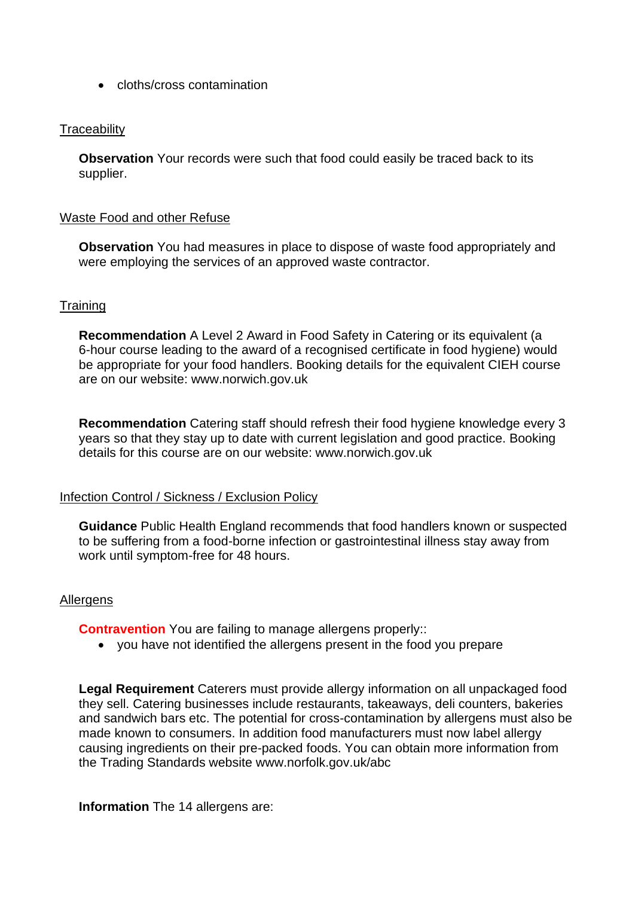- cloths/cross contamination

Traceability

**Observation** Your records were such that food could easily be traced back to its supplier.

Waste Food and other Refuse

**Observation** You had measures in place to dispose of waste food appropriately and were employing the services of an approved waste contractor.

Training

**Recommendation** A Level 2 Award in Food Safety in Catering or its equivalent (a 6-hour course leading to the award of a recognised certificate in food hygiene) would be appropriate for your food handlers. Booking details for the equivalent CIEH course are on our website: www.norwich.gov.uk

**Recommendation** Catering staff should refresh their food hygiene knowledge every 3 years so that they stay up to date with current legislation and good practice. Booking details for this course are on our website: www.norwich.gov.uk

Infection Control / Sickness / Exclusion Policy

**Guidance** Public Health England recommends that food handlers known or suspected to be suffering from a food-borne infection or gastrointestinal illness stay away from work until symptom-free for 48 hours.

Allergens

**Contravention** You are failing to manage allergens properly::

- you have not identified the allergens present in the food you prepare

**Legal Requirement** Caterers must provide allergy information on all unpackaged food they sell. Catering businesses include restaurants, takeaways, deli counters, bakeries and sandwich bars etc. The potential for cross-contamination by allergens must also be made known to consumers. In addition food manufacturers must now label allergy causing ingredients on their pre-packed foods. You can obtain more information from the Trading Standards website www.norfolk.gov.uk/abc

**Information** The 14 allergens are: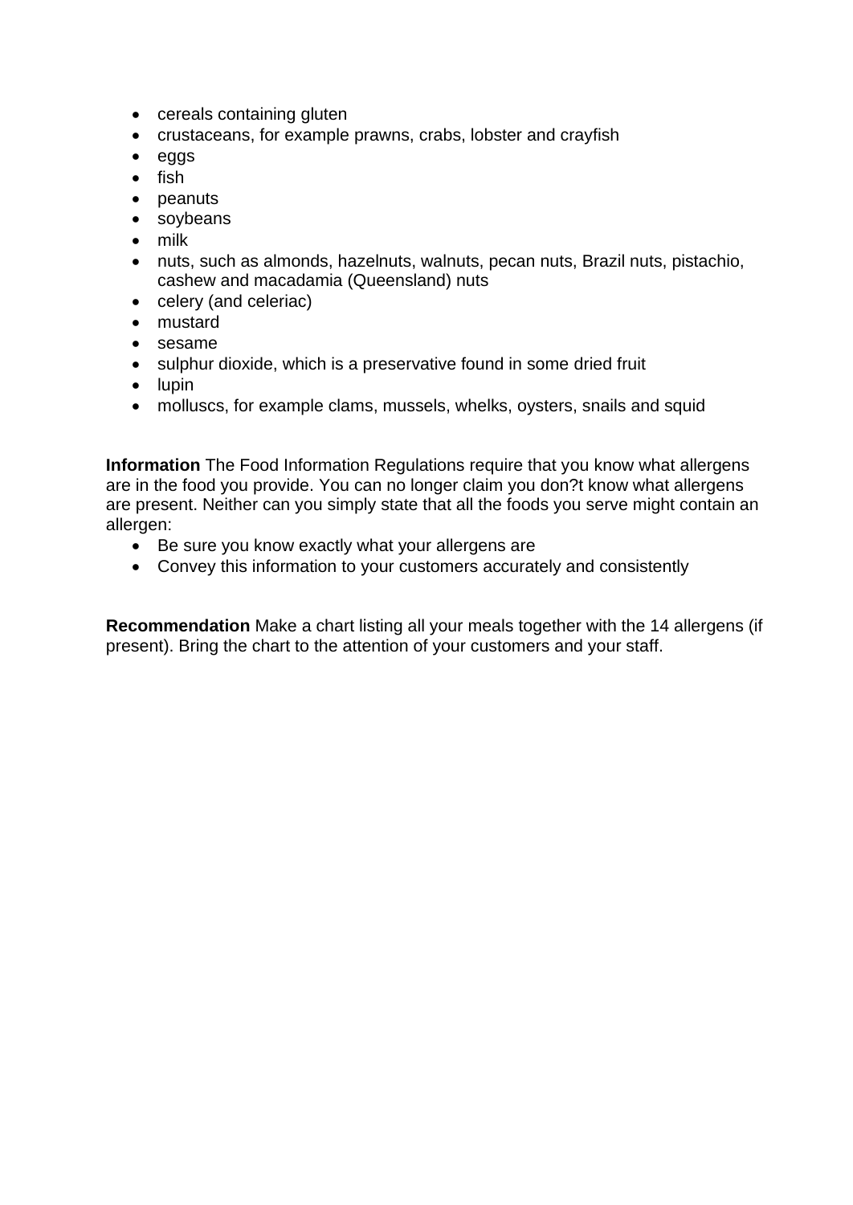- cereals containing gluten
- crustaceans, for example prawns, crabs, lobster and crayfish
- eggs
- fish
- peanuts
- soybeans
- milk
- nuts, such as almonds, hazelnuts, walnuts, pecan nuts, Brazil nuts, pistachio, cashew and macadamia (Queensland) nuts
- celery (and celeriac)
- mustard
- sesame
- sulphur dioxide, which is a preservative found in some dried fruit
- lupin
- molluscs, for example clams, mussels, whelks, oysters, snails and squid

**Information** The Food Information Regulations require that you know what allergens are in the food you provide. You can no longer claim you don?t know what allergens are present. Neither can you simply state that all the foods you serve might contain an allergen:

- Be sure you know exactly what your allergens are
- Convey this information to your customers accurately and consistently

**Recommendation** Make a chart listing all your meals together with the 14 allergens (if present). Bring the chart to the attention of your customers and your staff.